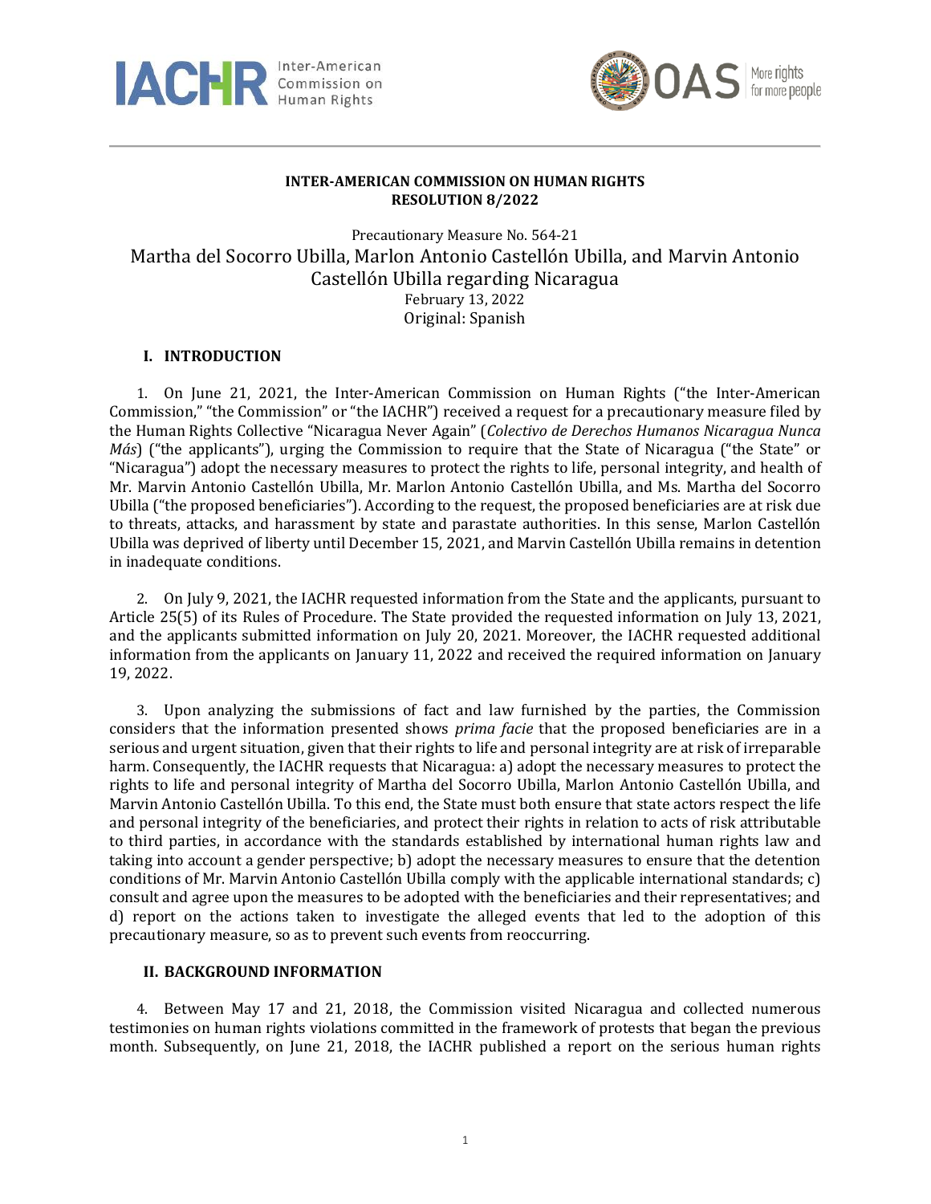**INTER-AMERICAN COMMISSION ON HUMAN RIGHTS**
**RESOLUTION 8/2022**

Precautionary Measure No. 564-21

# Martha del Socorro Ubilla, Marlon Antonio Castellón Ubilla, and Marvin Antonio Castellón Ubilla regarding Nicaragua

February 13, 2022
Original: Spanish

## I. INTRODUCTION

1. On June 21, 2021, the Inter-American Commission on Human Rights ("the Inter-American Commission," "the Commission" or "the IACHR") received a request for a precautionary measure filed by the Human Rights Collective "Nicaragua Never Again" (*Colectivo de Derechos Humanos Nicaragua Nunca Más*) ("the applicants"), urging the Commission to require that the State of Nicaragua ("the State" or "Nicaragua") adopt the necessary measures to protect the rights to life, personal integrity, and health of Mr. Marvin Antonio Castellón Ubilla, Mr. Marlon Antonio Castellón Ubilla, and Ms. Martha del Socorro Ubilla ("the proposed beneficiaries"). According to the request, the proposed beneficiaries are at risk due to threats, attacks, and harassment by state and parastate authorities. In this sense, Marlon Castellón Ubilla was deprived of liberty until December 15, 2021, and Marvin Castellón Ubilla remains in detention in inadequate conditions.

2. On July 9, 2021, the IACHR requested information from the State and the applicants, pursuant to Article 25(5) of its Rules of Procedure. The State provided the requested information on July 13, 2021, and the applicants submitted information on July 20, 2021. Moreover, the IACHR requested additional information from the applicants on January 11, 2022 and received the required information on January 19, 2022.

3. Upon analyzing the submissions of fact and law furnished by the parties, the Commission considers that the information presented shows *prima facie* that the proposed beneficiaries are in a serious and urgent situation, given that their rights to life and personal integrity are at risk of irreparable harm. Consequently, the IACHR requests that Nicaragua: a) adopt the necessary measures to protect the rights to life and personal integrity of Martha del Socorro Ubilla, Marlon Antonio Castellón Ubilla, and Marvin Antonio Castellón Ubilla. To this end, the State must both ensure that state actors respect the life and personal integrity of the beneficiaries, and protect their rights in relation to acts of risk attributable to third parties, in accordance with the standards established by international human rights law and taking into account a gender perspective; b) adopt the necessary measures to ensure that the detention conditions of Mr. Marvin Antonio Castellón Ubilla comply with the applicable international standards; c) consult and agree upon the measures to be adopted with the beneficiaries and their representatives; and d) report on the actions taken to investigate the alleged events that led to the adoption of this precautionary measure, so as to prevent such events from reoccurring.

## II. BACKGROUND INFORMATION

4. Between May 17 and 21, 2018, the Commission visited Nicaragua and collected numerous testimonies on human rights violations committed in the framework of protests that began the previous month. Subsequently, on June 21, 2018, the IACHR published a report on the serious human rights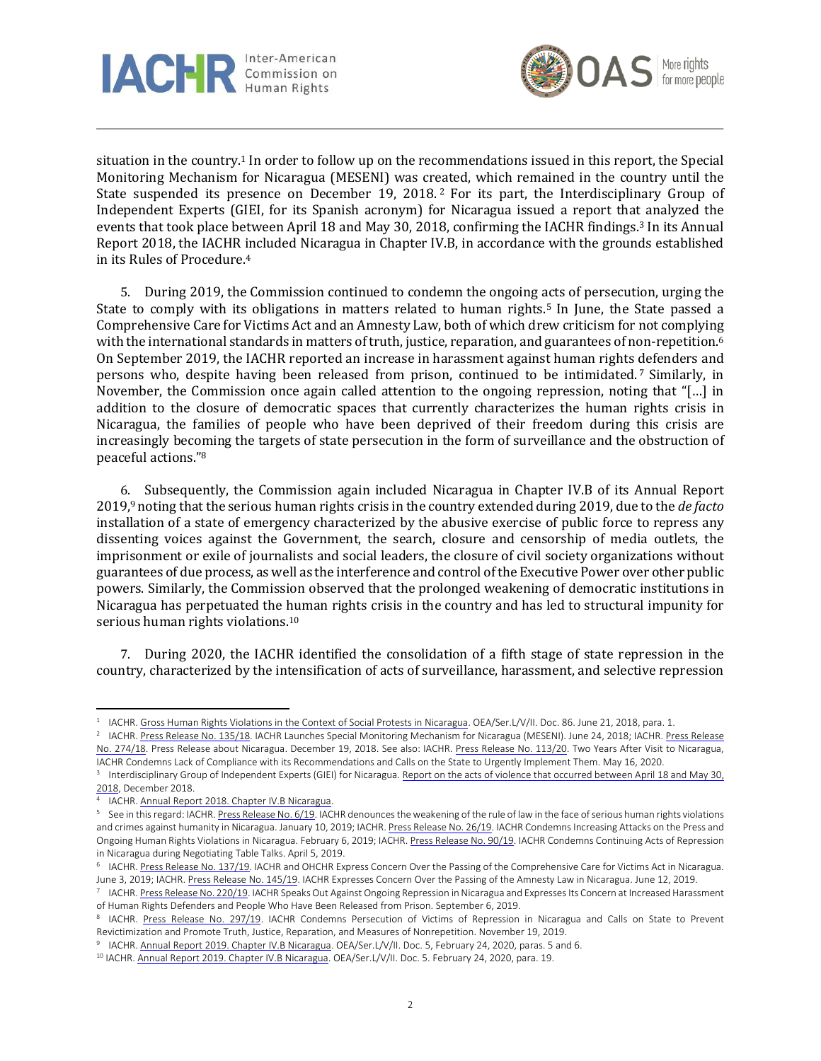situation in the country.[1] In order to follow up on the recommendations issued in this report, the Special Monitoring Mechanism for Nicaragua (MESENI) was created, which remained in the country until the State suspended its presence on December 19, 2018.[2] For its part, the Interdisciplinary Group of Independent Experts (GIEI, for its Spanish acronym) for Nicaragua issued a report that analyzed the events that took place between April 18 and May 30, 2018, confirming the IACHR findings.[3] In its Annual Report 2018, the IACHR included Nicaragua in Chapter IV.B, in accordance with the grounds established in its Rules of Procedure.[4]

5. During 2019, the Commission continued to condemn the ongoing acts of persecution, urging the State to comply with its obligations in matters related to human rights.[5] In June, the State passed a Comprehensive Care for Victims Act and an Amnesty Law, both of which drew criticism for not complying with the international standards in matters of truth, justice, reparation, and guarantees of non-repetition.[6] On September 2019, the IACHR reported an increase in harassment against human rights defenders and persons who, despite having been released from prison, continued to be intimidated.[7] Similarly, in November, the Commission once again called attention to the ongoing repression, noting that "[...] in addition to the closure of democratic spaces that currently characterizes the human rights crisis in Nicaragua, the families of people who have been deprived of their freedom during this crisis are increasingly becoming the targets of state persecution in the form of surveillance and the obstruction of peaceful actions."[8]

6. Subsequently, the Commission again included Nicaragua in Chapter IV.B of its Annual Report 2019,[9] noting that the serious human rights crisis in the country extended during 2019, due to the *de facto* installation of a state of emergency characterized by the abusive exercise of public force to repress any dissenting voices against the Government, the search, closure and censorship of media outlets, the imprisonment or exile of journalists and social leaders, the closure of civil society organizations without guarantees of due process, as well as the interference and control of the Executive Power over other public powers. Similarly, the Commission observed that the prolonged weakening of democratic institutions in Nicaragua has perpetuated the human rights crisis in the country and has led to structural impunity for serious human rights violations.[10]

7. During 2020, the IACHR identified the consolidation of a fifth stage of state repression in the country, characterized by the intensification of acts of surveillance, harassment, and selective repression

---

[1] IACHR. Gross Human Rights Violations in the Context of Social Protests in Nicaragua. OEA/Ser.L/V/II. Doc. 86. June 21, 2018, para. 1.

[2] IACHR. Press Release No. 135/18. IACHR Launches Special Monitoring Mechanism for Nicaragua (MESENI). June 24, 2018; IACHR. Press Release No. 274/18. Press Release about Nicaragua. December 19, 2018. See also: IACHR. Press Release No. 113/20. Two Years After Visit to Nicaragua, IACHR Condemns Lack of Compliance with its Recommendations and Calls on the State to Urgently Implement Them. May 16, 2020.

[3] Interdisciplinary Group of Independent Experts (GIEI) for Nicaragua. Report on the acts of violence that occurred between April 18 and May 30, 2018, December 2018.

[4] IACHR. Annual Report 2018. Chapter IV.B Nicaragua.

[5] See in this regard: IACHR. Press Release No. 6/19. IACHR denounces the weakening of the rule of law in the face of serious human rights violations and crimes against humanity in Nicaragua. January 10, 2019; IACHR. Press Release No. 26/19. IACHR Condemns Increasing Attacks on the Press and Ongoing Human Rights Violations in Nicaragua. February 6, 2019; IACHR. Press Release No. 90/19. IACHR Condemns Continuing Acts of Repression in Nicaragua during Negotiating Table Talks. April 5, 2019.

[6] IACHR. Press Release No. 137/19. IACHR and OHCHR Express Concern Over the Passing of the Comprehensive Care for Victims Act in Nicaragua. June 3, 2019; IACHR. Press Release No. 145/19. IACHR Expresses Concern Over the Passing of the Amnesty Law in Nicaragua. June 12, 2019.

[7] IACHR. Press Release No. 220/19. IACHR Speaks Out Against Ongoing Repression in Nicaragua and Expresses Its Concern at Increased Harassment of Human Rights Defenders and People Who Have Been Released from Prison. September 6, 2019.

[8] IACHR. Press Release No. 297/19. IACHR Condemns Persecution of Victims of Repression in Nicaragua and Calls on State to Prevent Revictimization and Promote Truth, Justice, Reparation, and Measures of Nonrepetition. November 19, 2019.

[9] IACHR. Annual Report 2019. Chapter IV.B Nicaragua. OEA/Ser.L/V/II. Doc. 5, February 24, 2020, paras. 5 and 6.

[10] IACHR. Annual Report 2019. Chapter IV.B Nicaragua. OEA/Ser.L/V/II. Doc. 5. February 24, 2020, para. 19.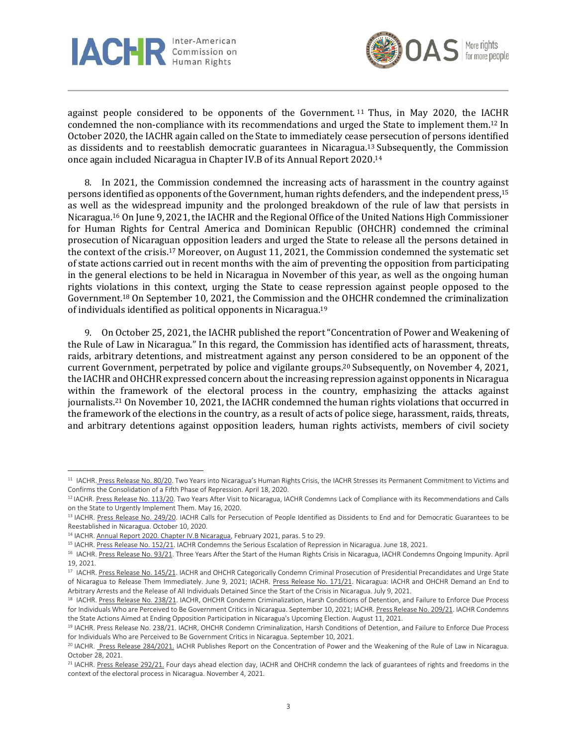against people considered to be opponents of the Government.[11] Thus, in May 2020, the IACHR condemned the non-compliance with its recommendations and urged the State to implement them.[12] In October 2020, the IACHR again called on the State to immediately cease persecution of persons identified as dissidents and to reestablish democratic guarantees in Nicaragua.[13] Subsequently, the Commission once again included Nicaragua in Chapter IV.B of its Annual Report 2020.[14]

8. In 2021, the Commission condemned the increasing acts of harassment in the country against persons identified as opponents of the Government, human rights defenders, and the independent press,[15] as well as the widespread impunity and the prolonged breakdown of the rule of law that persists in Nicaragua.[16] On June 9, 2021, the IACHR and the Regional Office of the United Nations High Commissioner for Human Rights for Central America and Dominican Republic (OHCHR) condemned the criminal prosecution of Nicaraguan opposition leaders and urged the State to release all the persons detained in the context of the crisis.[17] Moreover, on August 11, 2021, the Commission condemned the systematic set of state actions carried out in recent months with the aim of preventing the opposition from participating in the general elections to be held in Nicaragua in November of this year, as well as the ongoing human rights violations in this context, urging the State to cease repression against people opposed to the Government.[18] On September 10, 2021, the Commission and the OHCHR condemned the criminalization of individuals identified as political opponents in Nicaragua.[19]

9. On October 25, 2021, the IACHR published the report "Concentration of Power and Weakening of the Rule of Law in Nicaragua." In this regard, the Commission has identified acts of harassment, threats, raids, arbitrary detentions, and mistreatment against any person considered to be an opponent of the current Government, perpetrated by police and vigilante groups.[20] Subsequently, on November 4, 2021, the IACHR and OHCHR expressed concern about the increasing repression against opponents in Nicaragua within the framework of the electoral process in the country, emphasizing the attacks against journalists.[21] On November 10, 2021, the IACHR condemned the human rights violations that occurred in the framework of the elections in the country, as a result of acts of police siege, harassment, raids, threats, and arbitrary detentions against opposition leaders, human rights activists, members of civil society

---

[11] IACHR. Press Release No. 80/20. Two Years into Nicaragua's Human Rights Crisis, the IACHR Stresses its Permanent Commitment to Victims and Confirms the Consolidation of a Fifth Phase of Repression. April 18, 2020.

[12] IACHR. Press Release No. 113/20. Two Years After Visit to Nicaragua, IACHR Condemns Lack of Compliance with its Recommendations and Calls on the State to Urgently Implement Them. May 16, 2020.

[13] IACHR. Press Release No. 249/20. IACHR Calls for Persecution of People Identified as Dissidents to End and for Democratic Guarantees to be Reestablished in Nicaragua. October 10, 2020.

[14] IACHR. Annual Report 2020. Chapter IV.B Nicaragua, February 2021, paras. 5 to 29.

[15] IACHR. Press Release No. 152/21. IACHR Condemns the Serious Escalation of Repression in Nicaragua. June 18, 2021.

[16] IACHR. Press Release No. 93/21. Three Years After the Start of the Human Rights Crisis in Nicaragua, IACHR Condemns Ongoing Impunity. April 19, 2021.

[17] IACHR. Press Release No. 145/21. IACHR and OHCHR Categorically Condemn Criminal Prosecution of Presidential Precandidates and Urge State of Nicaragua to Release Them Immediately. June 9, 2021; IACHR. Press Release No. 171/21. Nicaragua: IACHR and OHCHR Demand an End to Arbitrary Arrests and the Release of All Individuals Detained Since the Start of the Crisis in Nicaragua. July 9, 2021.

[18] IACHR. Press Release No. 238/21. IACHR, OHCHR Condemn Criminalization, Harsh Conditions of Detention, and Failure to Enforce Due Process for Individuals Who are Perceived to Be Government Critics in Nicaragua. September 10, 2021; IACHR. Press Release No. 209/21. IACHR Condemns the State Actions Aimed at Ending Opposition Participation in Nicaragua's Upcoming Election. August 11, 2021.

[19] IACHR. Press Release No. 238/21. IACHR, OHCHR Condemn Criminalization, Harsh Conditions of Detention, and Failure to Enforce Due Process for Individuals Who are Perceived to Be Government Critics in Nicaragua. September 10, 2021.

[20] IACHR. Press Release 284/2021. IACHR Publishes Report on the Concentration of Power and the Weakening of the Rule of Law in Nicaragua. October 28, 2021.

[21] IACHR. Press Release 292/21. Four days ahead election day, IACHR and OHCHR condemn the lack of guarantees of rights and freedoms in the context of the electoral process in Nicaragua. November 4, 2021.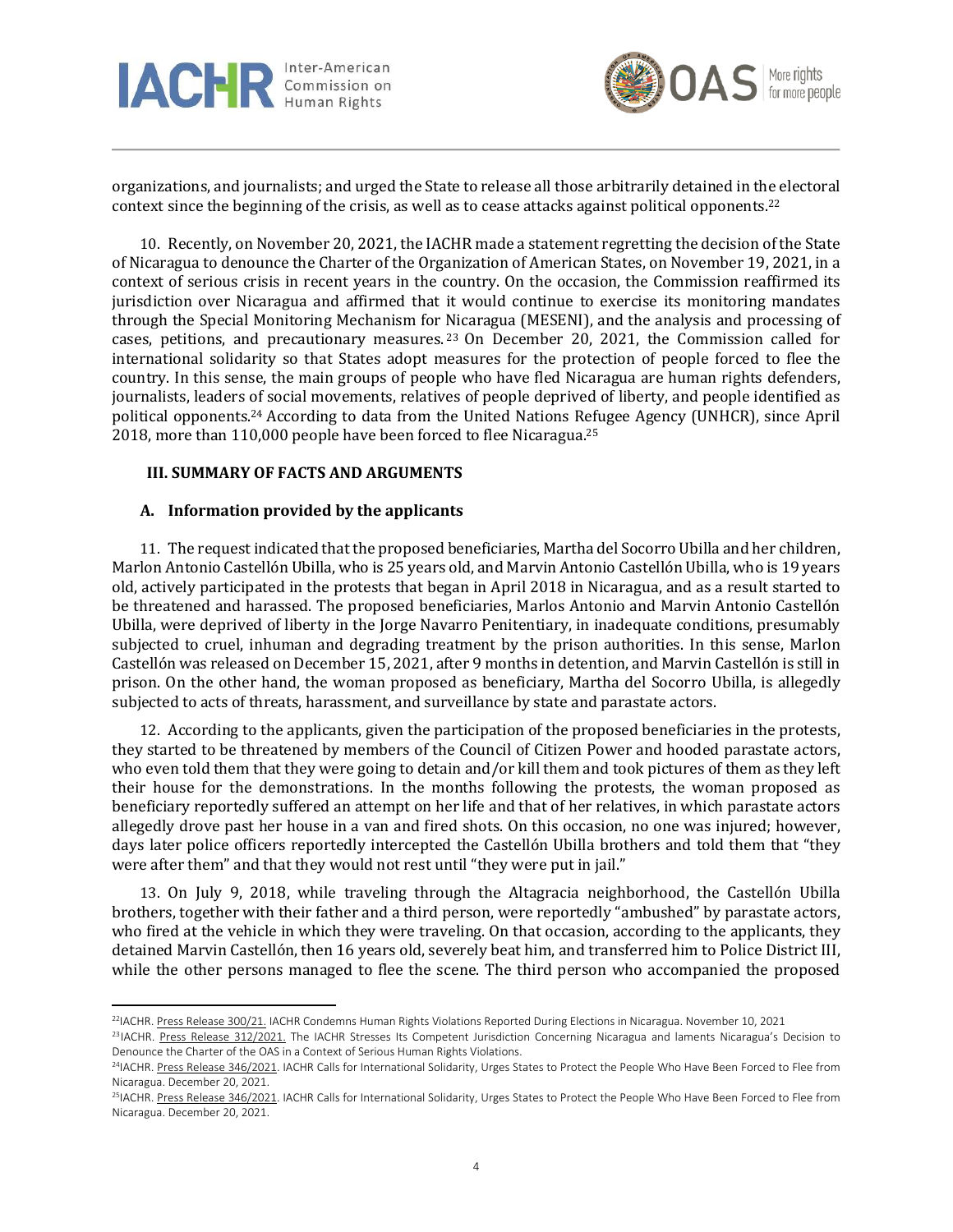organizations, and journalists; and urged the State to release all those arbitrarily detained in the electoral context since the beginning of the crisis, as well as to cease attacks against political opponents.[22]

10. Recently, on November 20, 2021, the IACHR made a statement regretting the decision of the State of Nicaragua to denounce the Charter of the Organization of American States, on November 19, 2021, in a context of serious crisis in recent years in the country. On the occasion, the Commission reaffirmed its jurisdiction over Nicaragua and affirmed that it would continue to exercise its monitoring mandates through the Special Monitoring Mechanism for Nicaragua (MESENI), and the analysis and processing of cases, petitions, and precautionary measures.[23] On December 20, 2021, the Commission called for international solidarity so that States adopt measures for the protection of people forced to flee the country. In this sense, the main groups of people who have fled Nicaragua are human rights defenders, journalists, leaders of social movements, relatives of people deprived of liberty, and people identified as political opponents.[24] According to data from the United Nations Refugee Agency (UNHCR), since April 2018, more than 110,000 people have been forced to flee Nicaragua.[25]

## III. SUMMARY OF FACTS AND ARGUMENTS

### A. Information provided by the applicants

11. The request indicated that the proposed beneficiaries, Martha del Socorro Ubilla and her children, Marlon Antonio Castellón Ubilla, who is 25 years old, and Marvin Antonio Castellón Ubilla, who is 19 years old, actively participated in the protests that began in April 2018 in Nicaragua, and as a result started to be threatened and harassed. The proposed beneficiaries, Marlos Antonio and Marvin Antonio Castellón Ubilla, were deprived of liberty in the Jorge Navarro Penitentiary, in inadequate conditions, presumably subjected to cruel, inhuman and degrading treatment by the prison authorities. In this sense, Marlon Castellón was released on December 15, 2021, after 9 months in detention, and Marvin Castellón is still in prison. On the other hand, the woman proposed as beneficiary, Martha del Socorro Ubilla, is allegedly subjected to acts of threats, harassment, and surveillance by state and parastate actors.

12. According to the applicants, given the participation of the proposed beneficiaries in the protests, they started to be threatened by members of the Council of Citizen Power and hooded parastate actors, who even told them that they were going to detain and/or kill them and took pictures of them as they left their house for the demonstrations. In the months following the protests, the woman proposed as beneficiary reportedly suffered an attempt on her life and that of her relatives, in which parastate actors allegedly drove past her house in a van and fired shots. On this occasion, no one was injured; however, days later police officers reportedly intercepted the Castellón Ubilla brothers and told them that "they were after them" and that they would not rest until "they were put in jail."

13. On July 9, 2018, while traveling through the Altagracia neighborhood, the Castellón Ubilla brothers, together with their father and a third person, were reportedly "ambushed" by parastate actors, who fired at the vehicle in which they were traveling. On that occasion, according to the applicants, they detained Marvin Castellón, then 16 years old, severely beat him, and transferred him to Police District III, while the other persons managed to flee the scene. The third person who accompanied the proposed

---

[22] IACHR. Press Release 300/21. IACHR Condemns Human Rights Violations Reported During Elections in Nicaragua. November 10, 2021

[23] IACHR. Press Release 312/2021. The IACHR Stresses Its Competent Jurisdiction Concerning Nicaragua and laments Nicaragua's Decision to Denounce the Charter of the OAS in a Context of Serious Human Rights Violations.

[24] IACHR. Press Release 346/2021. IACHR Calls for International Solidarity, Urges States to Protect the People Who Have Been Forced to Flee from Nicaragua. December 20, 2021.

[25] IACHR. Press Release 346/2021. IACHR Calls for International Solidarity, Urges States to Protect the People Who Have Been Forced to Flee from Nicaragua. December 20, 2021.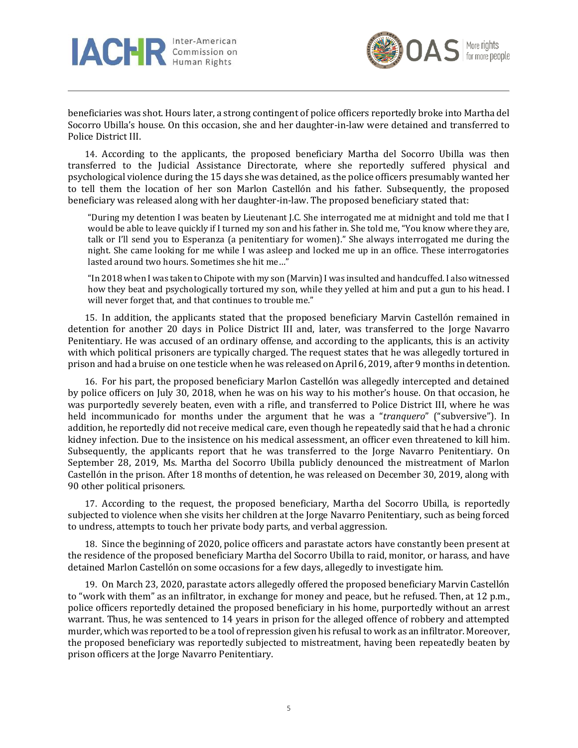beneficiaries was shot. Hours later, a strong contingent of police officers reportedly broke into Martha del Socorro Ubilla's house. On this occasion, she and her daughter-in-law were detained and transferred to Police District III.

14. According to the applicants, the proposed beneficiary Martha del Socorro Ubilla was then transferred to the Judicial Assistance Directorate, where she reportedly suffered physical and psychological violence during the 15 days she was detained, as the police officers presumably wanted her to tell them the location of her son Marlon Castellón and his father. Subsequently, the proposed beneficiary was released along with her daughter-in-law. The proposed beneficiary stated that:

> "During my detention I was beaten by Lieutenant J.C. She interrogated me at midnight and told me that I would be able to leave quickly if I turned my son and his father in. She told me, "You know where they are, talk or I'll send you to Esperanza (a penitentiary for women)." She always interrogated me during the night. She came looking for me while I was asleep and locked me up in an office. These interrogatories lasted around two hours. Sometimes she hit me…"
>
> "In 2018 when I was taken to Chipote with my son (Marvin) I was insulted and handcuffed. I also witnessed how they beat and psychologically tortured my son, while they yelled at him and put a gun to his head. I will never forget that, and that continues to trouble me."

15. In addition, the applicants stated that the proposed beneficiary Marvin Castellón remained in detention for another 20 days in Police District III and, later, was transferred to the Jorge Navarro Penitentiary. He was accused of an ordinary offense, and according to the applicants, this is an activity with which political prisoners are typically charged. The request states that he was allegedly tortured in prison and had a bruise on one testicle when he was released on April 6, 2019, after 9 months in detention.

16. For his part, the proposed beneficiary Marlon Castellón was allegedly intercepted and detained by police officers on July 30, 2018, when he was on his way to his mother's house. On that occasion, he was purportedly severely beaten, even with a rifle, and transferred to Police District III, where he was held incommunicado for months under the argument that he was a "*tranquero*" ("subversive"). In addition, he reportedly did not receive medical care, even though he repeatedly said that he had a chronic kidney infection. Due to the insistence on his medical assessment, an officer even threatened to kill him. Subsequently, the applicants report that he was transferred to the Jorge Navarro Penitentiary. On September 28, 2019, Ms. Martha del Socorro Ubilla publicly denounced the mistreatment of Marlon Castellón in the prison. After 18 months of detention, he was released on December 30, 2019, along with 90 other political prisoners.

17. According to the request, the proposed beneficiary, Martha del Socorro Ubilla, is reportedly subjected to violence when she visits her children at the Jorge Navarro Penitentiary, such as being forced to undress, attempts to touch her private body parts, and verbal aggression.

18. Since the beginning of 2020, police officers and parastate actors have constantly been present at the residence of the proposed beneficiary Martha del Socorro Ubilla to raid, monitor, or harass, and have detained Marlon Castellón on some occasions for a few days, allegedly to investigate him.

19. On March 23, 2020, parastate actors allegedly offered the proposed beneficiary Marvin Castellón to "work with them" as an infiltrator, in exchange for money and peace, but he refused. Then, at 12 p.m., police officers reportedly detained the proposed beneficiary in his home, purportedly without an arrest warrant. Thus, he was sentenced to 14 years in prison for the alleged offence of robbery and attempted murder, which was reported to be a tool of repression given his refusal to work as an infiltrator. Moreover, the proposed beneficiary was reportedly subjected to mistreatment, having been repeatedly beaten by prison officers at the Jorge Navarro Penitentiary.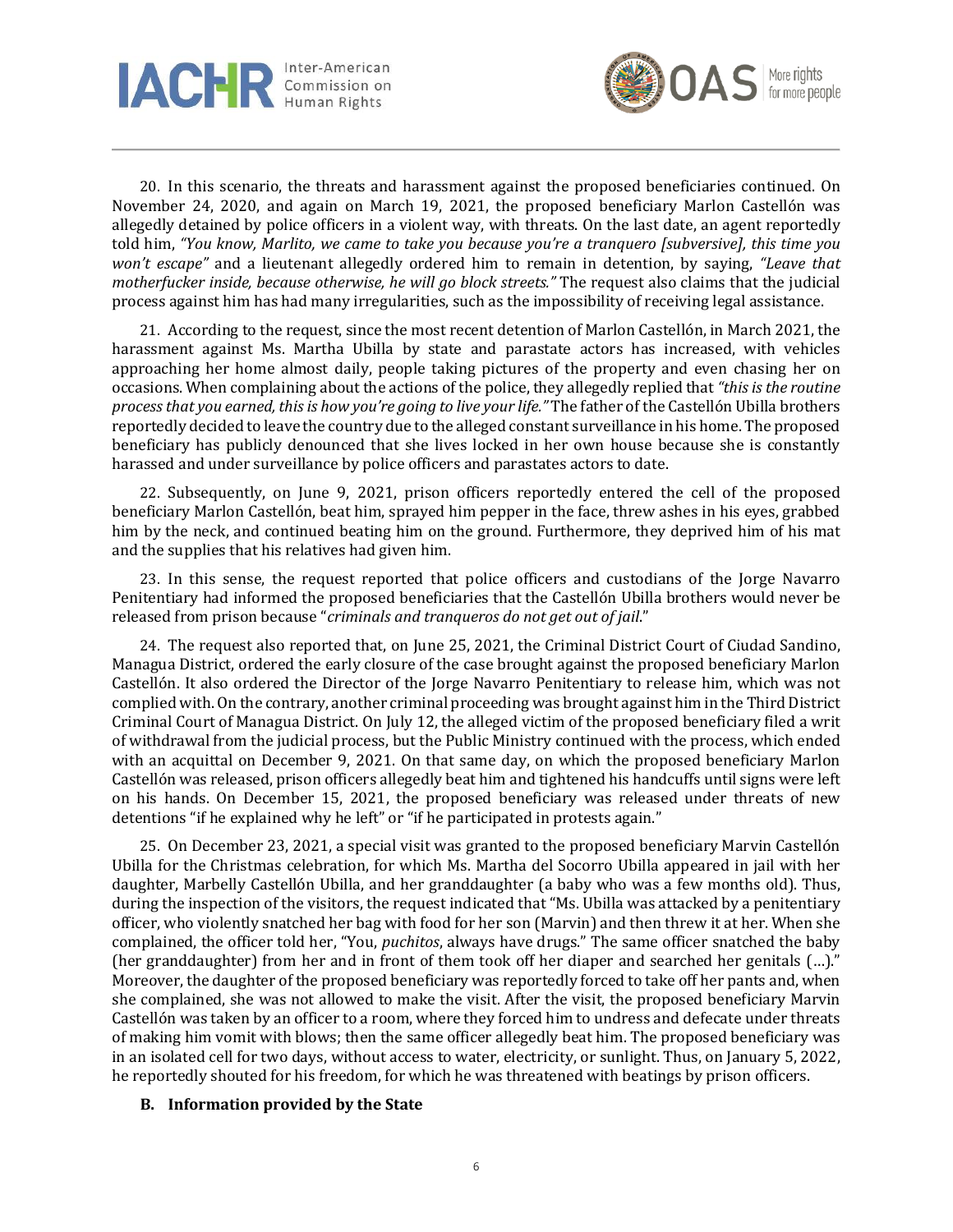20. In this scenario, the threats and harassment against the proposed beneficiaries continued. On November 24, 2020, and again on March 19, 2021, the proposed beneficiary Marlon Castellón was allegedly detained by police officers in a violent way, with threats. On the last date, an agent reportedly told him, *"You know, Marlito, we came to take you because you're a tranquero [subversive], this time you won't escape"* and a lieutenant allegedly ordered him to remain in detention, by saying, *"Leave that motherfucker inside, because otherwise, he will go block streets."* The request also claims that the judicial process against him has had many irregularities, such as the impossibility of receiving legal assistance.

21. According to the request, since the most recent detention of Marlon Castellón, in March 2021, the harassment against Ms. Martha Ubilla by state and parastate actors has increased, with vehicles approaching her home almost daily, people taking pictures of the property and even chasing her on occasions. When complaining about the actions of the police, they allegedly replied that *"this is the routine process that you earned, this is how you're going to live your life."* The father of the Castellón Ubilla brothers reportedly decided to leave the country due to the alleged constant surveillance in his home. The proposed beneficiary has publicly denounced that she lives locked in her own house because she is constantly harassed and under surveillance by police officers and parastates actors to date.

22. Subsequently, on June 9, 2021, prison officers reportedly entered the cell of the proposed beneficiary Marlon Castellón, beat him, sprayed him pepper in the face, threw ashes in his eyes, grabbed him by the neck, and continued beating him on the ground. Furthermore, they deprived him of his mat and the supplies that his relatives had given him.

23. In this sense, the request reported that police officers and custodians of the Jorge Navarro Penitentiary had informed the proposed beneficiaries that the Castellón Ubilla brothers would never be released from prison because "*criminals and tranqueros do not get out of jail*."

24. The request also reported that, on June 25, 2021, the Criminal District Court of Ciudad Sandino, Managua District, ordered the early closure of the case brought against the proposed beneficiary Marlon Castellón. It also ordered the Director of the Jorge Navarro Penitentiary to release him, which was not complied with. On the contrary, another criminal proceeding was brought against him in the Third District Criminal Court of Managua District. On July 12, the alleged victim of the proposed beneficiary filed a writ of withdrawal from the judicial process, but the Public Ministry continued with the process, which ended with an acquittal on December 9, 2021. On that same day, on which the proposed beneficiary Marlon Castellón was released, prison officers allegedly beat him and tightened his handcuffs until signs were left on his hands. On December 15, 2021, the proposed beneficiary was released under threats of new detentions "if he explained why he left" or "if he participated in protests again."

25. On December 23, 2021, a special visit was granted to the proposed beneficiary Marvin Castellón Ubilla for the Christmas celebration, for which Ms. Martha del Socorro Ubilla appeared in jail with her daughter, Marbelly Castellón Ubilla, and her granddaughter (a baby who was a few months old). Thus, during the inspection of the visitors, the request indicated that "Ms. Ubilla was attacked by a penitentiary officer, who violently snatched her bag with food for her son (Marvin) and then threw it at her. When she complained, the officer told her, "You, *puchitos*, always have drugs." The same officer snatched the baby (her granddaughter) from her and in front of them took off her diaper and searched her genitals (…)." Moreover, the daughter of the proposed beneficiary was reportedly forced to take off her pants and, when she complained, she was not allowed to make the visit. After the visit, the proposed beneficiary Marvin Castellón was taken by an officer to a room, where they forced him to undress and defecate under threats of making him vomit with blows; then the same officer allegedly beat him. The proposed beneficiary was in an isolated cell for two days, without access to water, electricity, or sunlight. Thus, on January 5, 2022, he reportedly shouted for his freedom, for which he was threatened with beatings by prison officers.

### B. Information provided by the State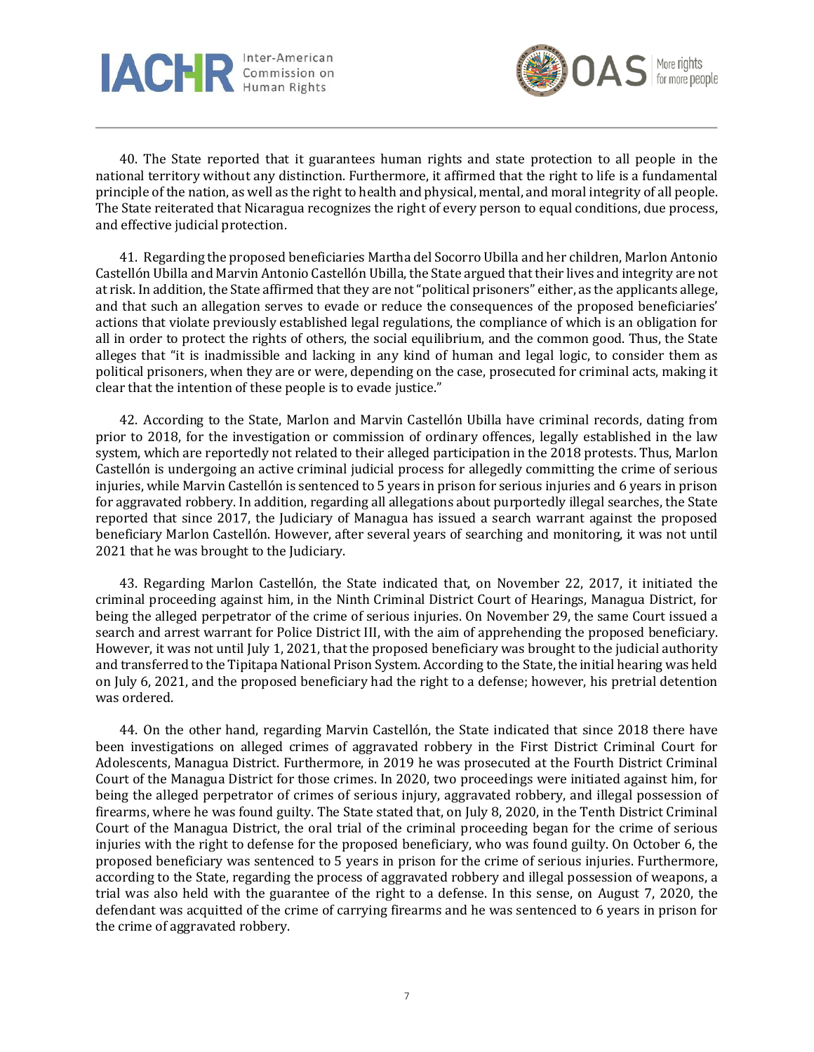40. The State reported that it guarantees human rights and state protection to all people in the national territory without any distinction. Furthermore, it affirmed that the right to life is a fundamental principle of the nation, as well as the right to health and physical, mental, and moral integrity of all people. The State reiterated that Nicaragua recognizes the right of every person to equal conditions, due process, and effective judicial protection.

41. Regarding the proposed beneficiaries Martha del Socorro Ubilla and her children, Marlon Antonio Castellón Ubilla and Marvin Antonio Castellón Ubilla, the State argued that their lives and integrity are not at risk. In addition, the State affirmed that they are not "political prisoners" either, as the applicants allege, and that such an allegation serves to evade or reduce the consequences of the proposed beneficiaries' actions that violate previously established legal regulations, the compliance of which is an obligation for all in order to protect the rights of others, the social equilibrium, and the common good. Thus, the State alleges that "it is inadmissible and lacking in any kind of human and legal logic, to consider them as political prisoners, when they are or were, depending on the case, prosecuted for criminal acts, making it clear that the intention of these people is to evade justice."

42. According to the State, Marlon and Marvin Castellón Ubilla have criminal records, dating from prior to 2018, for the investigation or commission of ordinary offences, legally established in the law system, which are reportedly not related to their alleged participation in the 2018 protests. Thus, Marlon Castellón is undergoing an active criminal judicial process for allegedly committing the crime of serious injuries, while Marvin Castellón is sentenced to 5 years in prison for serious injuries and 6 years in prison for aggravated robbery. In addition, regarding all allegations about purportedly illegal searches, the State reported that since 2017, the Judiciary of Managua has issued a search warrant against the proposed beneficiary Marlon Castellón. However, after several years of searching and monitoring, it was not until 2021 that he was brought to the Judiciary.

43. Regarding Marlon Castellón, the State indicated that, on November 22, 2017, it initiated the criminal proceeding against him, in the Ninth Criminal District Court of Hearings, Managua District, for being the alleged perpetrator of the crime of serious injuries. On November 29, the same Court issued a search and arrest warrant for Police District III, with the aim of apprehending the proposed beneficiary. However, it was not until July 1, 2021, that the proposed beneficiary was brought to the judicial authority and transferred to the Tipitapa National Prison System. According to the State, the initial hearing was held on July 6, 2021, and the proposed beneficiary had the right to a defense; however, his pretrial detention was ordered.

44. On the other hand, regarding Marvin Castellón, the State indicated that since 2018 there have been investigations on alleged crimes of aggravated robbery in the First District Criminal Court for Adolescents, Managua District. Furthermore, in 2019 he was prosecuted at the Fourth District Criminal Court of the Managua District for those crimes. In 2020, two proceedings were initiated against him, for being the alleged perpetrator of crimes of serious injury, aggravated robbery, and illegal possession of firearms, where he was found guilty. The State stated that, on July 8, 2020, in the Tenth District Criminal Court of the Managua District, the oral trial of the criminal proceeding began for the crime of serious injuries with the right to defense for the proposed beneficiary, who was found guilty. On October 6, the proposed beneficiary was sentenced to 5 years in prison for the crime of serious injuries. Furthermore, according to the State, regarding the process of aggravated robbery and illegal possession of weapons, a trial was also held with the guarantee of the right to a defense. In this sense, on August 7, 2020, the defendant was acquitted of the crime of carrying firearms and he was sentenced to 6 years in prison for the crime of aggravated robbery.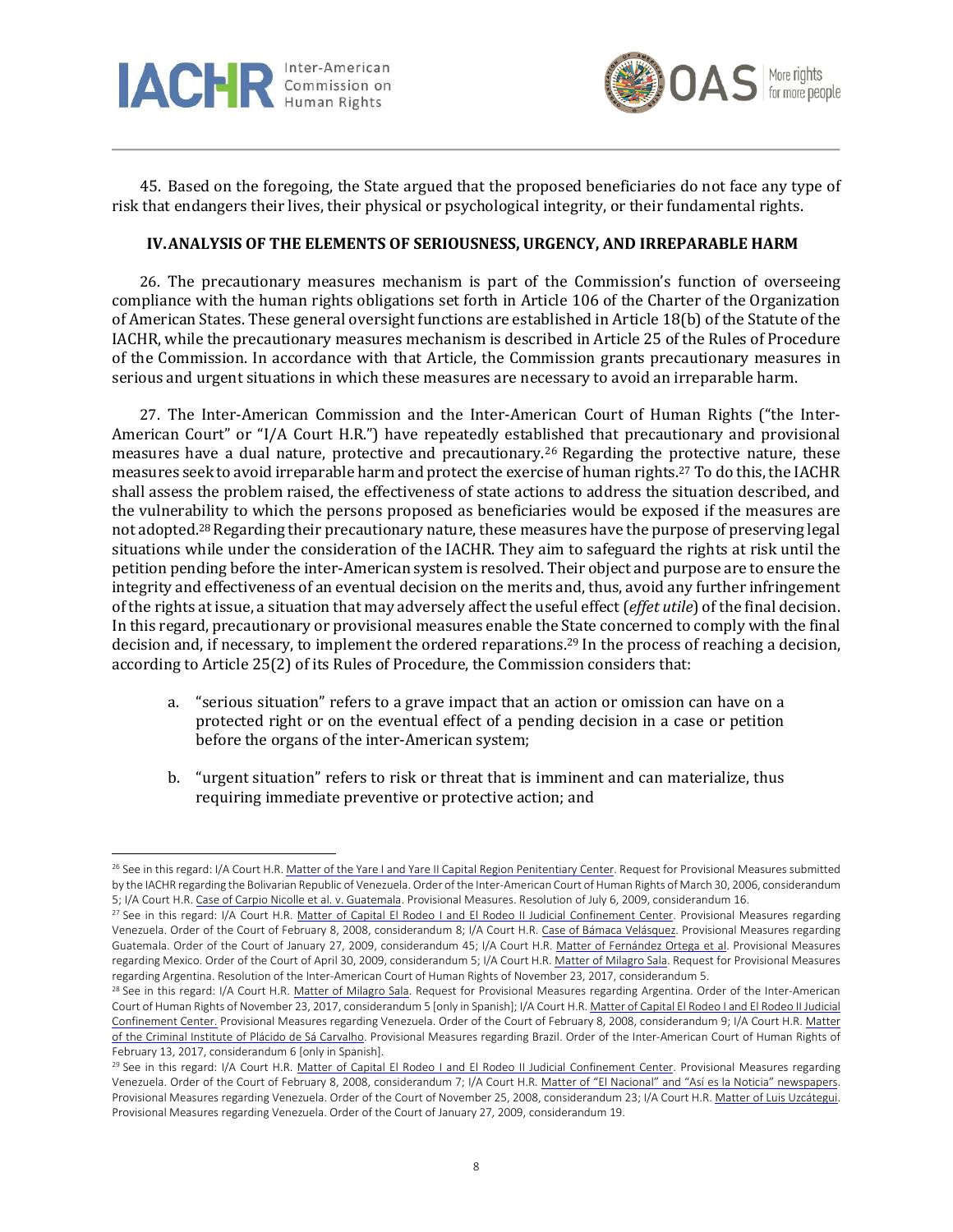45. Based on the foregoing, the State argued that the proposed beneficiaries do not face any type of risk that endangers their lives, their physical or psychological integrity, or their fundamental rights.

## IV. ANALYSIS OF THE ELEMENTS OF SERIOUSNESS, URGENCY, AND IRREPARABLE HARM

26. The precautionary measures mechanism is part of the Commission's function of overseeing compliance with the human rights obligations set forth in Article 106 of the Charter of the Organization of American States. These general oversight functions are established in Article 18(b) of the Statute of the IACHR, while the precautionary measures mechanism is described in Article 25 of the Rules of Procedure of the Commission. In accordance with that Article, the Commission grants precautionary measures in serious and urgent situations in which these measures are necessary to avoid an irreparable harm.

27. The Inter-American Commission and the Inter-American Court of Human Rights ("the Inter-American Court" or "I/A Court H.R.") have repeatedly established that precautionary and provisional measures have a dual nature, protective and precautionary.[26] Regarding the protective nature, these measures seek to avoid irreparable harm and protect the exercise of human rights.[27] To do this, the IACHR shall assess the problem raised, the effectiveness of state actions to address the situation described, and the vulnerability to which the persons proposed as beneficiaries would be exposed if the measures are not adopted.[28] Regarding their precautionary nature, these measures have the purpose of preserving legal situations while under the consideration of the IACHR. They aim to safeguard the rights at risk until the petition pending before the inter-American system is resolved. Their object and purpose are to ensure the integrity and effectiveness of an eventual decision on the merits and, thus, avoid any further infringement of the rights at issue, a situation that may adversely affect the useful effect (*effet utile*) of the final decision. In this regard, precautionary or provisional measures enable the State concerned to comply with the final decision and, if necessary, to implement the ordered reparations.[29] In the process of reaching a decision, according to Article 25(2) of its Rules of Procedure, the Commission considers that:

a. "serious situation" refers to a grave impact that an action or omission can have on a protected right or on the eventual effect of a pending decision in a case or petition before the organs of the inter-American system;

b. "urgent situation" refers to risk or threat that is imminent and can materialize, thus requiring immediate preventive or protective action; and

---

[26] See in this regard: I/A Court H.R. Matter of the Yare I and Yare II Capital Region Penitentiary Center. Request for Provisional Measures submitted by the IACHR regarding the Bolivarian Republic of Venezuela. Order of the Inter-American Court of Human Rights of March 30, 2006, considerandum 5; I/A Court H.R. Case of Carpio Nicolle et al. v. Guatemala. Provisional Measures. Resolution of July 6, 2009, considerandum 16.

[27] See in this regard: I/A Court H.R. Matter of Capital El Rodeo I and El Rodeo II Judicial Confinement Center. Provisional Measures regarding Venezuela. Order of the Court of February 8, 2008, considerandum 8; I/A Court H.R. Case of Bámaca Velásquez. Provisional Measures regarding Guatemala. Order of the Court of January 27, 2009, considerandum 45; I/A Court H.R. Matter of Fernández Ortega et al. Provisional Measures regarding Mexico. Order of the Court of April 30, 2009, considerandum 5; I/A Court H.R. Matter of Milagro Sala. Request for Provisional Measures regarding Argentina. Resolution of the Inter-American Court of Human Rights of November 23, 2017, considerandum 5.

[28] See in this regard: I/A Court H.R. Matter of Milagro Sala. Request for Provisional Measures regarding Argentina. Order of the Inter-American Court of Human Rights of November 23, 2017, considerandum 5 [only in Spanish]; I/A Court H.R. Matter of Capital El Rodeo I and El Rodeo II Judicial Confinement Center. Provisional Measures regarding Venezuela. Order of the Court of February 8, 2008, considerandum 9; I/A Court H.R. Matter of the Criminal Institute of Plácido de Sá Carvalho. Provisional Measures regarding Brazil. Order of the Inter-American Court of Human Rights of February 13, 2017, considerandum 6 [only in Spanish].

[29] See in this regard: I/A Court H.R. Matter of Capital El Rodeo I and El Rodeo II Judicial Confinement Center. Provisional Measures regarding Venezuela. Order of the Court of February 8, 2008, considerandum 7; I/A Court H.R. Matter of "El Nacional" and "Así es la Noticia" newspapers. Provisional Measures regarding Venezuela. Order of the Court of November 25, 2008, considerandum 23; I/A Court H.R. Matter of Luis Uzcátegui. Provisional Measures regarding Venezuela. Order of the Court of January 27, 2009, considerandum 19.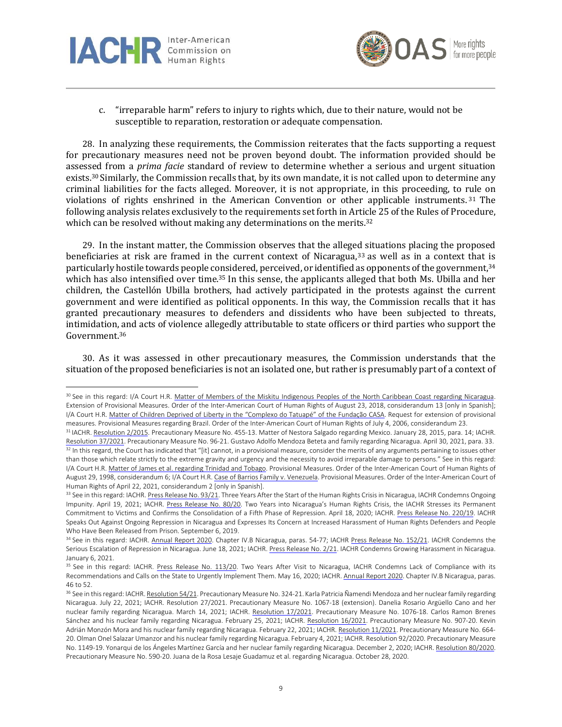c. "irreparable harm" refers to injury to rights which, due to their nature, would not be susceptible to reparation, restoration or adequate compensation.

28. In analyzing these requirements, the Commission reiterates that the facts supporting a request for precautionary measures need not be proven beyond doubt. The information provided should be assessed from a *prima facie* standard of review to determine whether a serious and urgent situation exists.[30] Similarly, the Commission recalls that, by its own mandate, it is not called upon to determine any criminal liabilities for the facts alleged. Moreover, it is not appropriate, in this proceeding, to rule on violations of rights enshrined in the American Convention or other applicable instruments.[31] The following analysis relates exclusively to the requirements set forth in Article 25 of the Rules of Procedure, which can be resolved without making any determinations on the merits.[32]

29. In the instant matter, the Commission observes that the alleged situations placing the proposed beneficiaries at risk are framed in the current context of Nicaragua,[33] as well as in a context that is particularly hostile towards people considered, perceived, or identified as opponents of the government,[34] which has also intensified over time.[35] In this sense, the applicants alleged that both Ms. Ubilla and her children, the Castellón Ubilla brothers, had actively participated in the protests against the current government and were identified as political opponents. In this way, the Commission recalls that it has granted precautionary measures to defenders and dissidents who have been subjected to threats, intimidation, and acts of violence allegedly attributable to state officers or third parties who support the Government.[36]

30. As it was assessed in other precautionary measures, the Commission understands that the situation of the proposed beneficiaries is not an isolated one, but rather is presumably part of a context of

---

[30] See in this regard: I/A Court H.R. Matter of Members of the Miskitu Indigenous Peoples of the North Caribbean Coast regarding Nicaragua. Extension of Provisional Measures. Order of the Inter-American Court of Human Rights of August 23, 2018, considerandum 13 [only in Spanish]; I/A Court H.R. Matter of Children Deprived of Liberty in the "Complexo do Tatuapé" of the Fundação CASA. Request for extension of provisional measures. Provisional Measures regarding Brazil. Order of the Inter-American Court of Human Rights of July 4, 2006, considerandum 23.

[31] IACHR. Resolution 2/2015. Precautionary Measure No. 455-13. Matter of Nestora Salgado regarding Mexico. January 28, 2015, para. 14; IACHR. Resolution 37/2021. Precautionary Measure No. 96-21. Gustavo Adolfo Mendoza Beteta and family regarding Nicaragua. April 30, 2021, para. 33.

[32] In this regard, the Court has indicated that "[it] cannot, in a provisional measure, consider the merits of any arguments pertaining to issues other than those which relate strictly to the extreme gravity and urgency and the necessity to avoid irreparable damage to persons." See in this regard: I/A Court H.R. Matter of James et al. regarding Trinidad and Tobago. Provisional Measures. Order of the Inter-American Court of Human Rights of August 29, 1998, considerandum 6; I/A Court H.R. Case of Barrios Family v. Venezuela. Provisional Measures. Order of the Inter-American Court of Human Rights of April 22, 2021, considerandum 2 [only in Spanish].

[33] See in this regard: IACHR. Press Release No. 93/21. Three Years After the Start of the Human Rights Crisis in Nicaragua, IACHR Condemns Ongoing Impunity. April 19, 2021; IACHR. Press Release No. 80/20. Two Years into Nicaragua's Human Rights Crisis, the IACHR Stresses its Permanent Commitment to Victims and Confirms the Consolidation of a Fifth Phase of Repression. April 18, 2020; IACHR. Press Release No. 220/19. IACHR Speaks Out Against Ongoing Repression in Nicaragua and Expresses Its Concern at Increased Harassment of Human Rights Defenders and People Who Have Been Released from Prison. September 6, 2019.

[34] See in this regard: IACHR. Annual Report 2020. Chapter IV.B Nicaragua, paras. 54-77; IACHR Press Release No. 152/21. IACHR Condemns the Serious Escalation of Repression in Nicaragua. June 18, 2021; IACHR. Press Release No. 2/21. IACHR Condemns Growing Harassment in Nicaragua. January 6, 2021.

[35] See in this regard: IACHR. Press Release No. 113/20. Two Years After Visit to Nicaragua, IACHR Condemns Lack of Compliance with its Recommendations and Calls on the State to Urgently Implement Them. May 16, 2020; IACHR. Annual Report 2020. Chapter IV.B Nicaragua, paras. 46 to 52.

[36] See in this regard: IACHR. Resolution 54/21. Precautionary Measure No. 324-21. Karla Patricia Ñamendi Mendoza and her nuclear family regarding Nicaragua. July 22, 2021; IACHR. Resolution 27/2021. Precautionary Measure No. 1067-18 (extension). Danelia Rosario Argüello Cano and her nuclear family regarding Nicaragua. March 14, 2021; IACHR. Resolution 17/2021. Precautionary Measure No. 1076-18. Carlos Ramon Brenes Sánchez and his nuclear family regarding Nicaragua. February 25, 2021; IACHR. Resolution 16/2021. Precautionary Measure No. 907-20. Kevin Adrián Monzón Mora and his nuclear family regarding Nicaragua. February 22, 2021; IACHR. Resolution 11/2021. Precautionary Measure No. 664-20. Olman Onel Salazar Umanzor and his nuclear family regarding Nicaragua. February 4, 2021; IACHR. Resolution 92/2020. Precautionary Measure No. 1149-19. Yonarqui de los Ángeles Martínez García and her nuclear family regarding Nicaragua. December 2, 2020; IACHR. Resolution 80/2020. Precautionary Measure No. 590-20. Juana de la Rosa Lesaje Guadamuz et al. regarding Nicaragua. October 28, 2020.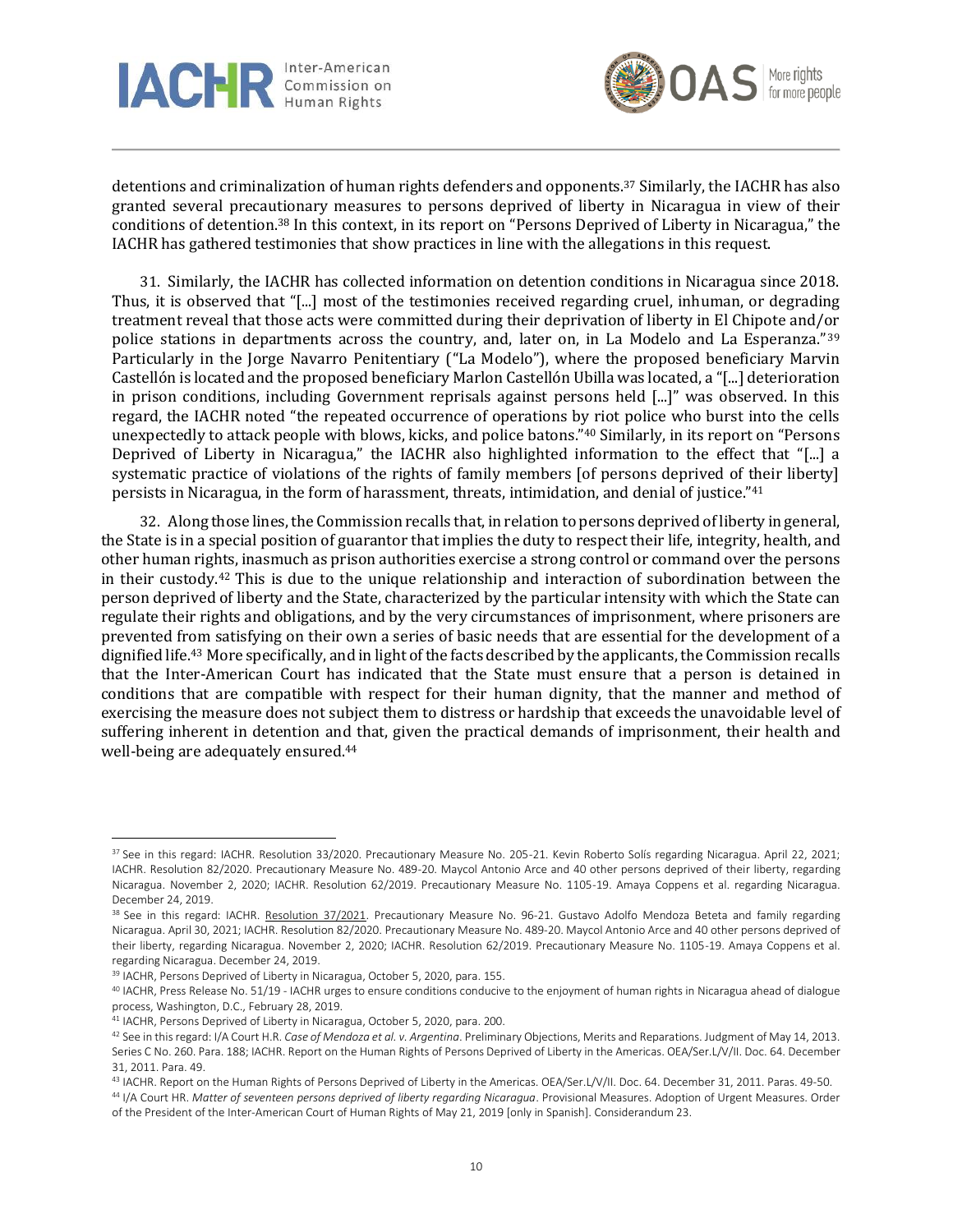detentions and criminalization of human rights defenders and opponents.[37] Similarly, the IACHR has also granted several precautionary measures to persons deprived of liberty in Nicaragua in view of their conditions of detention.[38] In this context, in its report on "Persons Deprived of Liberty in Nicaragua," the IACHR has gathered testimonies that show practices in line with the allegations in this request.

31. Similarly, the IACHR has collected information on detention conditions in Nicaragua since 2018. Thus, it is observed that "[...] most of the testimonies received regarding cruel, inhuman, or degrading treatment reveal that those acts were committed during their deprivation of liberty in El Chipote and/or police stations in departments across the country, and, later on, in La Modelo and La Esperanza."[39] Particularly in the Jorge Navarro Penitentiary ("La Modelo"), where the proposed beneficiary Marvin Castellón is located and the proposed beneficiary Marlon Castellón Ubilla was located, a "[...] deterioration in prison conditions, including Government reprisals against persons held [...]" was observed. In this regard, the IACHR noted "the repeated occurrence of operations by riot police who burst into the cells unexpectedly to attack people with blows, kicks, and police batons."[40] Similarly, in its report on "Persons Deprived of Liberty in Nicaragua," the IACHR also highlighted information to the effect that "[...] a systematic practice of violations of the rights of family members [of persons deprived of their liberty] persists in Nicaragua, in the form of harassment, threats, intimidation, and denial of justice."[41]

32. Along those lines, the Commission recalls that, in relation to persons deprived of liberty in general, the State is in a special position of guarantor that implies the duty to respect their life, integrity, health, and other human rights, inasmuch as prison authorities exercise a strong control or command over the persons in their custody.[42] This is due to the unique relationship and interaction of subordination between the person deprived of liberty and the State, characterized by the particular intensity with which the State can regulate their rights and obligations, and by the very circumstances of imprisonment, where prisoners are prevented from satisfying on their own a series of basic needs that are essential for the development of a dignified life.[43] More specifically, and in light of the facts described by the applicants, the Commission recalls that the Inter-American Court has indicated that the State must ensure that a person is detained in conditions that are compatible with respect for their human dignity, that the manner and method of exercising the measure does not subject them to distress or hardship that exceeds the unavoidable level of suffering inherent in detention and that, given the practical demands of imprisonment, their health and well-being are adequately ensured.[44]

---

[37] See in this regard: IACHR. Resolution 33/2020. Precautionary Measure No. 205-21. Kevin Roberto Solís regarding Nicaragua. April 22, 2021; IACHR. Resolution 82/2020. Precautionary Measure No. 489-20. Maycol Antonio Arce and 40 other persons deprived of their liberty, regarding Nicaragua. November 2, 2020; IACHR. Resolution 62/2019. Precautionary Measure No. 1105-19. Amaya Coppens et al. regarding Nicaragua. December 24, 2019.

[38] See in this regard: IACHR. Resolution 37/2021. Precautionary Measure No. 96-21. Gustavo Adolfo Mendoza Beteta and family regarding Nicaragua. April 30, 2021; IACHR. Resolution 82/2020. Precautionary Measure No. 489-20. Maycol Antonio Arce and 40 other persons deprived of their liberty, regarding Nicaragua. November 2, 2020; IACHR. Resolution 62/2019. Precautionary Measure No. 1105-19. Amaya Coppens et al. regarding Nicaragua. December 24, 2019.

[39] IACHR, Persons Deprived of Liberty in Nicaragua, October 5, 2020, para. 155.

[40] IACHR, Press Release No. 51/19 - IACHR urges to ensure conditions conducive to the enjoyment of human rights in Nicaragua ahead of dialogue process, Washington, D.C., February 28, 2019.

[41] IACHR, Persons Deprived of Liberty in Nicaragua, October 5, 2020, para. 200.

[42] See in this regard: I/A Court H.R. *Case of Mendoza et al. v. Argentina*. Preliminary Objections, Merits and Reparations. Judgment of May 14, 2013. Series C No. 260. Para. 188; IACHR. Report on the Human Rights of Persons Deprived of Liberty in the Americas. OEA/Ser.L/V/II. Doc. 64. December 31, 2011. Para. 49.

[43] IACHR. Report on the Human Rights of Persons Deprived of Liberty in the Americas. OEA/Ser.L/V/II. Doc. 64. December 31, 2011. Paras. 49-50.

[44] I/A Court HR. *Matter of seventeen persons deprived of liberty regarding Nicaragua*. Provisional Measures. Adoption of Urgent Measures. Order of the President of the Inter-American Court of Human Rights of May 21, 2019 [only in Spanish]. Considerandum 23.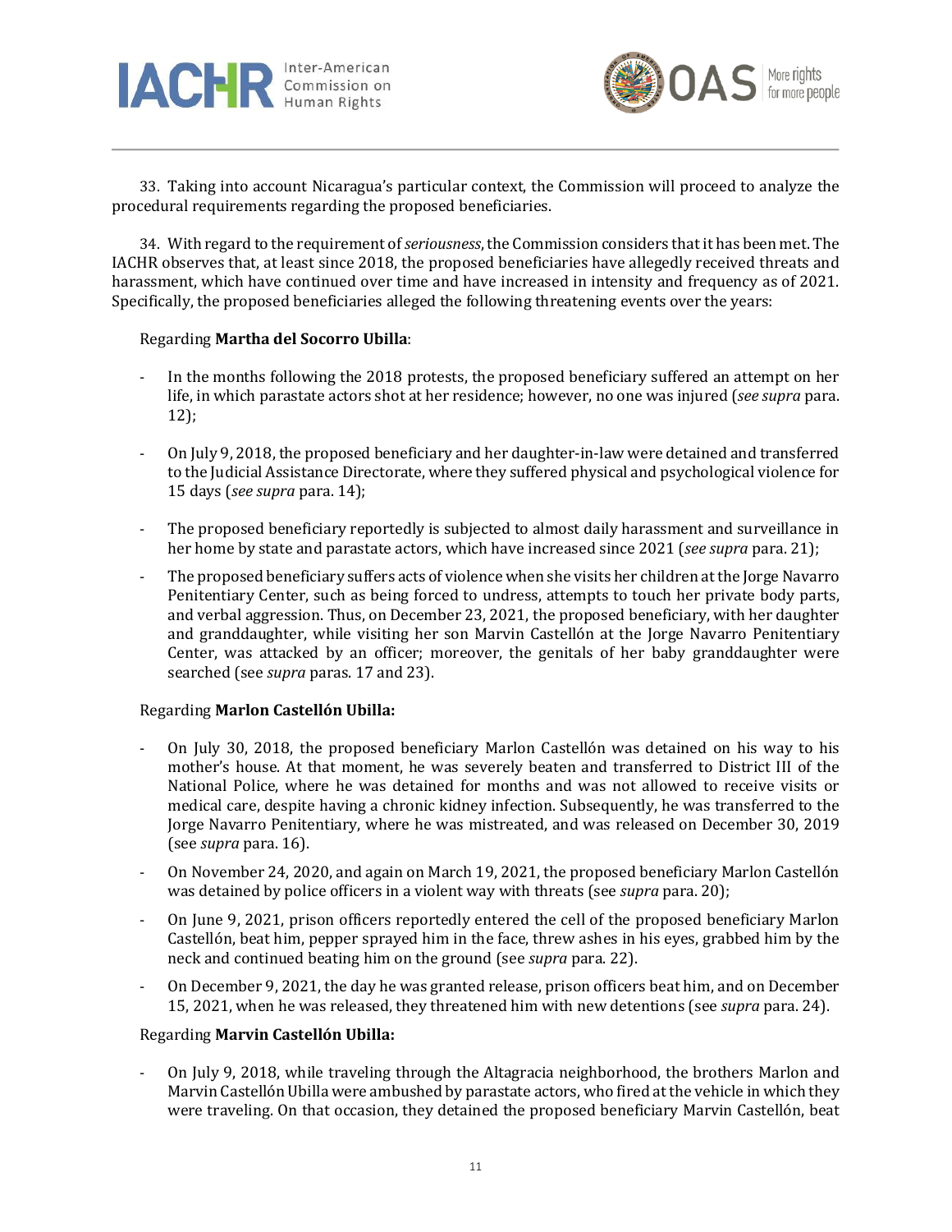33. Taking into account Nicaragua's particular context, the Commission will proceed to analyze the procedural requirements regarding the proposed beneficiaries.

34. With regard to the requirement of *seriousness*, the Commission considers that it has been met. The IACHR observes that, at least since 2018, the proposed beneficiaries have allegedly received threats and harassment, which have continued over time and have increased in intensity and frequency as of 2021. Specifically, the proposed beneficiaries alleged the following threatening events over the years:

Regarding **Martha del Socorro Ubilla**:

- In the months following the 2018 protests, the proposed beneficiary suffered an attempt on her life, in which parastate actors shot at her residence; however, no one was injured (*see supra* para. 12);
- On July 9, 2018, the proposed beneficiary and her daughter-in-law were detained and transferred to the Judicial Assistance Directorate, where they suffered physical and psychological violence for 15 days (*see supra* para. 14);
- The proposed beneficiary reportedly is subjected to almost daily harassment and surveillance in her home by state and parastate actors, which have increased since 2021 (*see supra* para. 21);
- The proposed beneficiary suffers acts of violence when she visits her children at the Jorge Navarro Penitentiary Center, such as being forced to undress, attempts to touch her private body parts, and verbal aggression. Thus, on December 23, 2021, the proposed beneficiary, with her daughter and granddaughter, while visiting her son Marvin Castellón at the Jorge Navarro Penitentiary Center, was attacked by an officer; moreover, the genitals of her baby granddaughter were searched (see *supra* paras. 17 and 23).

Regarding **Marlon Castellón Ubilla:**

- On July 30, 2018, the proposed beneficiary Marlon Castellón was detained on his way to his mother's house. At that moment, he was severely beaten and transferred to District III of the National Police, where he was detained for months and was not allowed to receive visits or medical care, despite having a chronic kidney infection. Subsequently, he was transferred to the Jorge Navarro Penitentiary, where he was mistreated, and was released on December 30, 2019 (see *supra* para. 16).
- On November 24, 2020, and again on March 19, 2021, the proposed beneficiary Marlon Castellón was detained by police officers in a violent way with threats (see *supra* para. 20);
- On June 9, 2021, prison officers reportedly entered the cell of the proposed beneficiary Marlon Castellón, beat him, pepper sprayed him in the face, threw ashes in his eyes, grabbed him by the neck and continued beating him on the ground (see *supra* para. 22).
- On December 9, 2021, the day he was granted release, prison officers beat him, and on December 15, 2021, when he was released, they threatened him with new detentions (see *supra* para. 24).

Regarding **Marvin Castellón Ubilla:**

- On July 9, 2018, while traveling through the Altagracia neighborhood, the brothers Marlon and Marvin Castellón Ubilla were ambushed by parastate actors, who fired at the vehicle in which they were traveling. On that occasion, they detained the proposed beneficiary Marvin Castellón, beat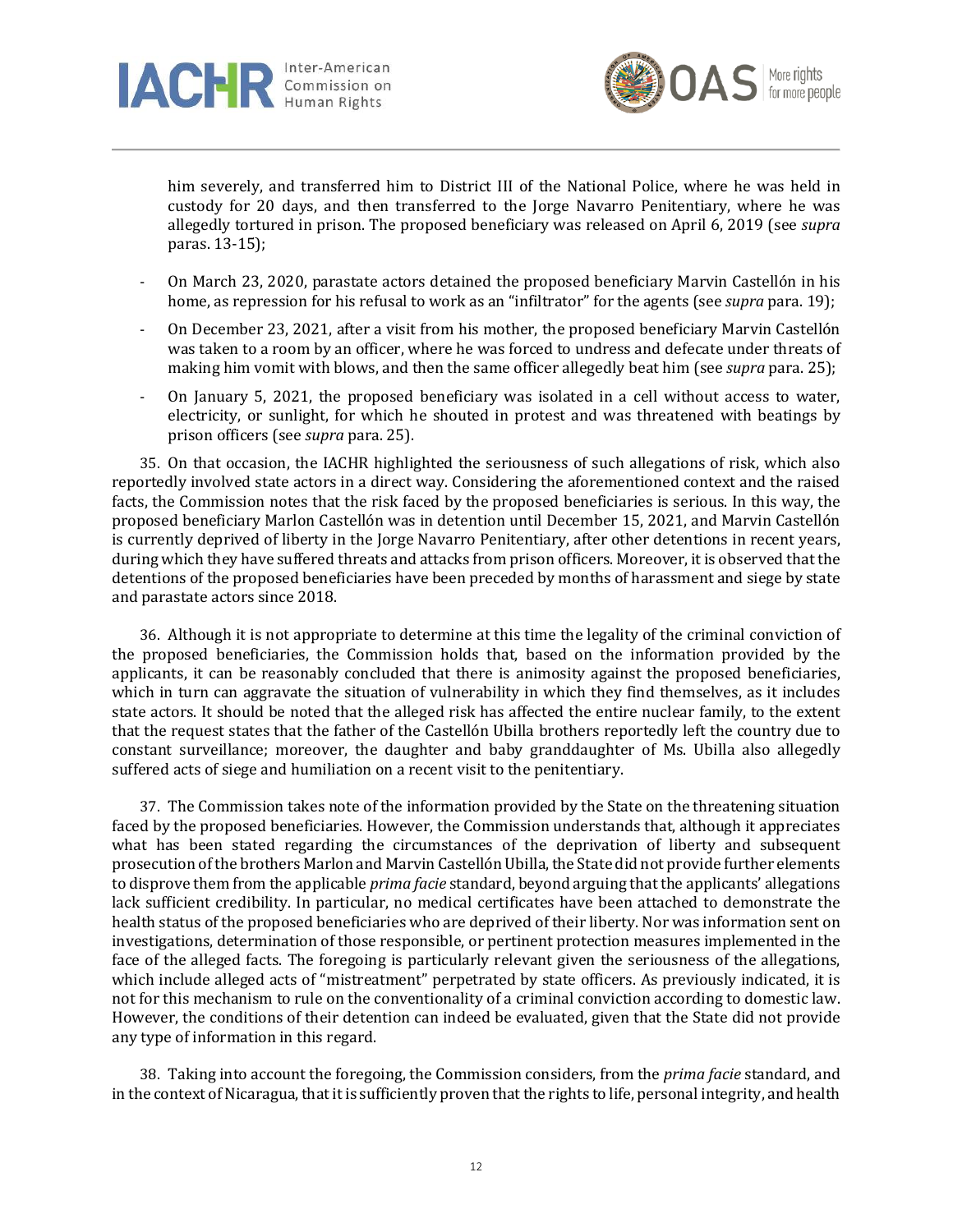him severely, and transferred him to District III of the National Police, where he was held in custody for 20 days, and then transferred to the Jorge Navarro Penitentiary, where he was allegedly tortured in prison. The proposed beneficiary was released on April 6, 2019 (see *supra* paras. 13-15);

- On March 23, 2020, parastate actors detained the proposed beneficiary Marvin Castellón in his home, as repression for his refusal to work as an "infiltrator" for the agents (see *supra* para. 19);
- On December 23, 2021, after a visit from his mother, the proposed beneficiary Marvin Castellón was taken to a room by an officer, where he was forced to undress and defecate under threats of making him vomit with blows, and then the same officer allegedly beat him (see *supra* para. 25);
- On January 5, 2021, the proposed beneficiary was isolated in a cell without access to water, electricity, or sunlight, for which he shouted in protest and was threatened with beatings by prison officers (see *supra* para. 25).

35. On that occasion, the IACHR highlighted the seriousness of such allegations of risk, which also reportedly involved state actors in a direct way. Considering the aforementioned context and the raised facts, the Commission notes that the risk faced by the proposed beneficiaries is serious. In this way, the proposed beneficiary Marlon Castellón was in detention until December 15, 2021, and Marvin Castellón is currently deprived of liberty in the Jorge Navarro Penitentiary, after other detentions in recent years, during which they have suffered threats and attacks from prison officers. Moreover, it is observed that the detentions of the proposed beneficiaries have been preceded by months of harassment and siege by state and parastate actors since 2018.

36. Although it is not appropriate to determine at this time the legality of the criminal conviction of the proposed beneficiaries, the Commission holds that, based on the information provided by the applicants, it can be reasonably concluded that there is animosity against the proposed beneficiaries, which in turn can aggravate the situation of vulnerability in which they find themselves, as it includes state actors. It should be noted that the alleged risk has affected the entire nuclear family, to the extent that the request states that the father of the Castellón Ubilla brothers reportedly left the country due to constant surveillance; moreover, the daughter and baby granddaughter of Ms. Ubilla also allegedly suffered acts of siege and humiliation on a recent visit to the penitentiary.

37. The Commission takes note of the information provided by the State on the threatening situation faced by the proposed beneficiaries. However, the Commission understands that, although it appreciates what has been stated regarding the circumstances of the deprivation of liberty and subsequent prosecution of the brothers Marlon and Marvin Castellón Ubilla, the State did not provide further elements to disprove them from the applicable *prima facie* standard, beyond arguing that the applicants' allegations lack sufficient credibility. In particular, no medical certificates have been attached to demonstrate the health status of the proposed beneficiaries who are deprived of their liberty. Nor was information sent on investigations, determination of those responsible, or pertinent protection measures implemented in the face of the alleged facts. The foregoing is particularly relevant given the seriousness of the allegations, which include alleged acts of "mistreatment" perpetrated by state officers. As previously indicated, it is not for this mechanism to rule on the conventionality of a criminal conviction according to domestic law. However, the conditions of their detention can indeed be evaluated, given that the State did not provide any type of information in this regard.

38. Taking into account the foregoing, the Commission considers, from the *prima facie* standard, and in the context of Nicaragua, that it is sufficiently proven that the rights to life, personal integrity, and health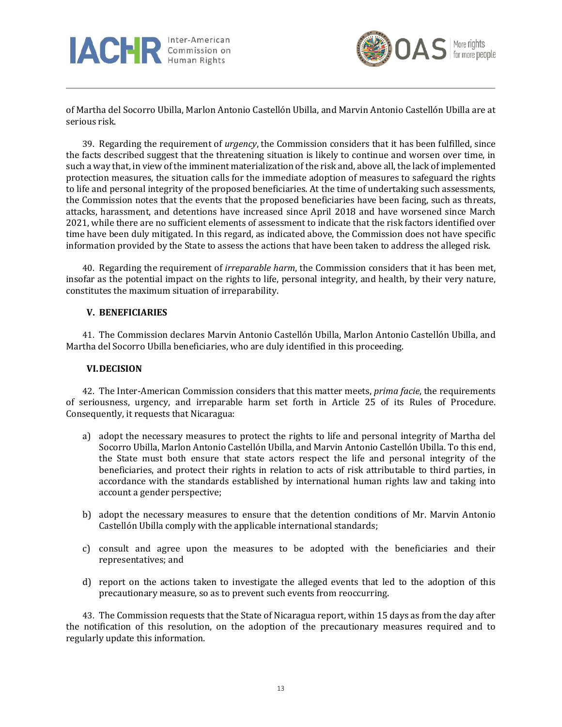of Martha del Socorro Ubilla, Marlon Antonio Castellón Ubilla, and Marvin Antonio Castellón Ubilla are at serious risk.

39. Regarding the requirement of *urgency*, the Commission considers that it has been fulfilled, since the facts described suggest that the threatening situation is likely to continue and worsen over time, in such a way that, in view of the imminent materialization of the risk and, above all, the lack of implemented protection measures, the situation calls for the immediate adoption of measures to safeguard the rights to life and personal integrity of the proposed beneficiaries. At the time of undertaking such assessments, the Commission notes that the events that the proposed beneficiaries have been facing, such as threats, attacks, harassment, and detentions have increased since April 2018 and have worsened since March 2021, while there are no sufficient elements of assessment to indicate that the risk factors identified over time have been duly mitigated. In this regard, as indicated above, the Commission does not have specific information provided by the State to assess the actions that have been taken to address the alleged risk.

40. Regarding the requirement of *irreparable harm*, the Commission considers that it has been met, insofar as the potential impact on the rights to life, personal integrity, and health, by their very nature, constitutes the maximum situation of irreparability.

## V. BENEFICIARIES

41. The Commission declares Marvin Antonio Castellón Ubilla, Marlon Antonio Castellón Ubilla, and Martha del Socorro Ubilla beneficiaries, who are duly identified in this proceeding.

## VI. DECISION

42. The Inter-American Commission considers that this matter meets, *prima facie*, the requirements of seriousness, urgency, and irreparable harm set forth in Article 25 of its Rules of Procedure. Consequently, it requests that Nicaragua:

a) adopt the necessary measures to protect the rights to life and personal integrity of Martha del Socorro Ubilla, Marlon Antonio Castellón Ubilla, and Marvin Antonio Castellón Ubilla. To this end, the State must both ensure that state actors respect the life and personal integrity of the beneficiaries, and protect their rights in relation to acts of risk attributable to third parties, in accordance with the standards established by international human rights law and taking into account a gender perspective;

b) adopt the necessary measures to ensure that the detention conditions of Mr. Marvin Antonio Castellón Ubilla comply with the applicable international standards;

c) consult and agree upon the measures to be adopted with the beneficiaries and their representatives; and

d) report on the actions taken to investigate the alleged events that led to the adoption of this precautionary measure, so as to prevent such events from reoccurring.

43. The Commission requests that the State of Nicaragua report, within 15 days as from the day after the notification of this resolution, on the adoption of the precautionary measures required and to regularly update this information.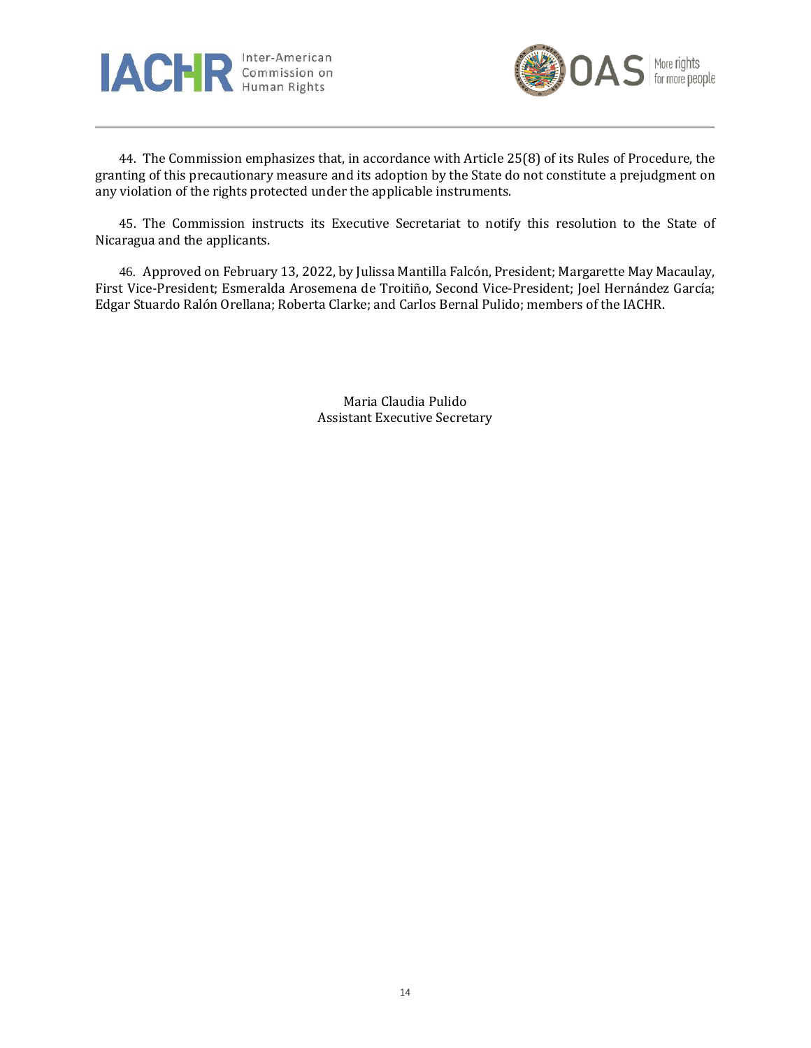44. The Commission emphasizes that, in accordance with Article 25(8) of its Rules of Procedure, the granting of this precautionary measure and its adoption by the State do not constitute a prejudgment on any violation of the rights protected under the applicable instruments.

45. The Commission instructs its Executive Secretariat to notify this resolution to the State of Nicaragua and the applicants.

46. Approved on February 13, 2022, by Julissa Mantilla Falcón, President; Margarette May Macaulay, First Vice-President; Esmeralda Arosemena de Troitiño, Second Vice-President; Joel Hernández García; Edgar Stuardo Ralón Orellana; Roberta Clarke; and Carlos Bernal Pulido; members of the IACHR.

Maria Claudia Pulido
Assistant Executive Secretary